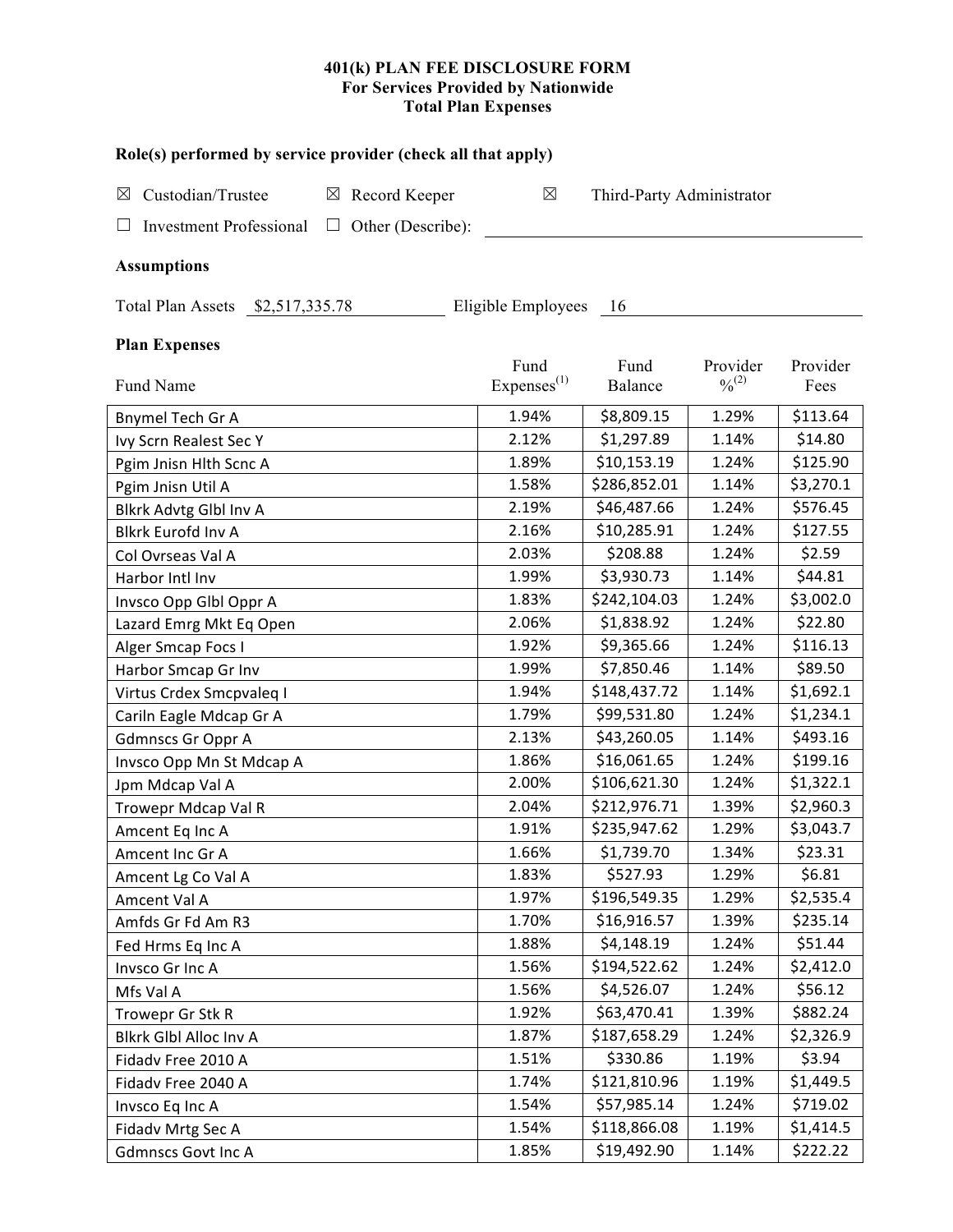**401(k) PLAN FEE DISCLOSURE FORM**
**For Services Provided by Nationwide**
**Total Plan Expenses**

**Role(s) performed by service provider (check all that apply)**

☒ Custodian/Trustee ☒ Record Keeper ☒ Third-Party Administrator

☐ Investment Professional ☐ Other (Describe): \_\_\_\_\_\_\_\_\_\_\_\_\_\_\_\_

**Assumptions**

Total Plan Assets $2,517,335.78 Eligible Employees 16

**Plan Expenses**

| Fund Name | Fund Expenses[(1)] | Fund Balance | Provider %[(2)] | Provider Fees |
|---|---|---|---|---|
| Bnymel Tech Gr A | 1.94% | $8,809.15 | 1.29% | $113.64 |
| Ivy Scrn Realest Sec Y | 2.12% | $1,297.89 | 1.14% | $14.80 |
| Pgim Jnisn Hlth Scnc A | 1.89% | $10,153.19 | 1.24% | $125.90 |
| Pgim Jnisn Util A | 1.58% | $286,852.01 | 1.14% | $3,270.1 |
| Blkrk Advtg Glbl Inv A | 2.19% | $46,487.66 | 1.24% | $576.45 |
| Blkrk Eurofd Inv A | 2.16% | $10,285.91 | 1.24% | $127.55 |
| Col Ovrseas Val A | 2.03% | $208.88 | 1.24% | $2.59 |
| Harbor Intl Inv | 1.99% | $3,930.73 | 1.14% | $44.81 |
| Invsco Opp Glbl Oppr A | 1.83% | $242,104.03 | 1.24% | $3,002.0 |
| Lazard Emrg Mkt Eq Open | 2.06% | $1,838.92 | 1.24% | $22.80 |
| Alger Smcap Focs I | 1.92% | $9,365.66 | 1.24% | $116.13 |
| Harbor Smcap Gr Inv | 1.99% | $7,850.46 | 1.14% | $89.50 |
| Virtus Crdex Smcpvaleq I | 1.94% | $148,437.72 | 1.14% | $1,692.1 |
| Cariln Eagle Mdcap Gr A | 1.79% | $99,531.80 | 1.24% | $1,234.1 |
| Gdmnscs Gr Oppr A | 2.13% | $43,260.05 | 1.14% | $493.16 |
| Invsco Opp Mn St Mdcap A | 1.86% | $16,061.65 | 1.24% | $199.16 |
| Jpm Mdcap Val A | 2.00% | $106,621.30 | 1.24% | $1,322.1 |
| Trowepr Mdcap Val R | 2.04% | $212,976.71 | 1.39% | $2,960.3 |
| Amcent Eq Inc A | 1.91% | $235,947.62 | 1.29% | $3,043.7 |
| Amcent Inc Gr A | 1.66% | $1,739.70 | 1.34% | $23.31 |
| Amcent Lg Co Val A | 1.83% | $527.93 | 1.29% | $6.81 |
| Amcent Val A | 1.97% | $196,549.35 | 1.29% | $2,535.4 |
| Amfds Gr Fd Am R3 | 1.70% | $16,916.57 | 1.39% | $235.14 |
| Fed Hrms Eq Inc A | 1.88% | $4,148.19 | 1.24% | $51.44 |
| Invsco Gr Inc A | 1.56% | $194,522.62 | 1.24% | $2,412.0 |
| Mfs Val A | 1.56% | $4,526.07 | 1.24% | $56.12 |
| Trowepr Gr Stk R | 1.92% | $63,470.41 | 1.39% | $882.24 |
| Blkrk Glbl Alloc Inv A | 1.87% | $187,658.29 | 1.24% | $2,326.9 |
| Fidadv Free 2010 A | 1.51% | $330.86 | 1.19% | $3.94 |
| Fidadv Free 2040 A | 1.74% | $121,810.96 | 1.19% | $1,449.5 |
| Invsco Eq Inc A | 1.54% | $57,985.14 | 1.24% | $719.02 |
| Fidadv Mrtg Sec A | 1.54% | $118,866.08 | 1.19% | $1,414.5 |
| Gdmnscs Govt Inc A | 1.85% | $19,492.90 | 1.14% | $222.22 |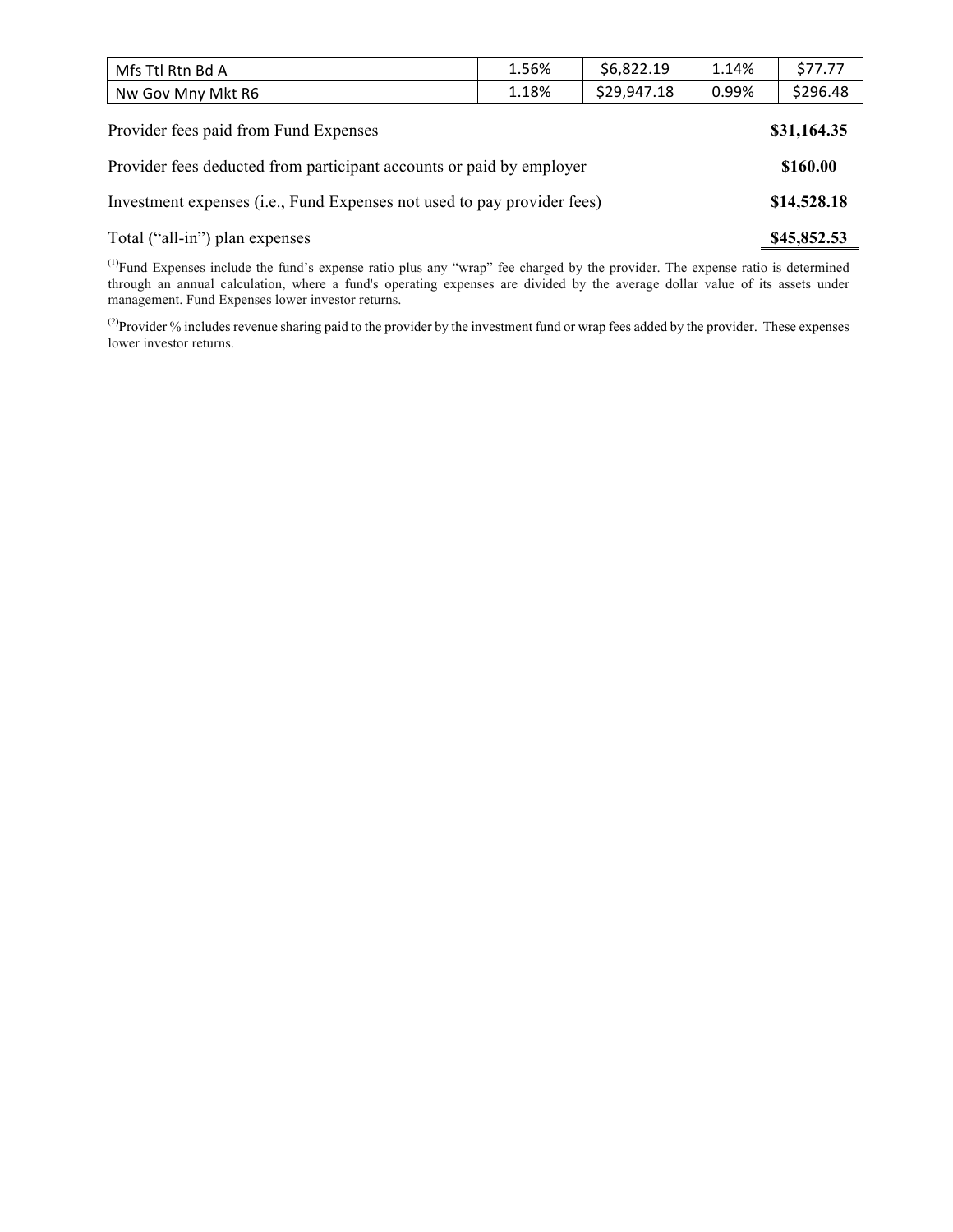| | | | | |
|---|---|---|---|---|
| Mfs Ttl Rtn Bd A | 1.56% | $6,822.19 | 1.14% | $77.77 |
| Nw Gov Mny Mkt R6 | 1.18% | $29,947.18 | 0.99% | $296.48 |

| | |
|---|---|
| Provider fees paid from Fund Expenses | **$31,164.35** |
| Provider fees deducted from participant accounts or paid by employer | **$160.00** |
| Investment expenses (i.e., Fund Expenses not used to pay provider fees) | **$14,528.18** |
| Total ("all-in") plan expenses | **$45,852.53** |

[1]Fund Expenses include the fund's expense ratio plus any "wrap" fee charged by the provider. The expense ratio is determined through an annual calculation, where a fund's operating expenses are divided by the average dollar value of its assets under management. Fund Expenses lower investor returns.

[2]Provider % includes revenue sharing paid to the provider by the investment fund or wrap fees added by the provider. These expenses lower investor returns.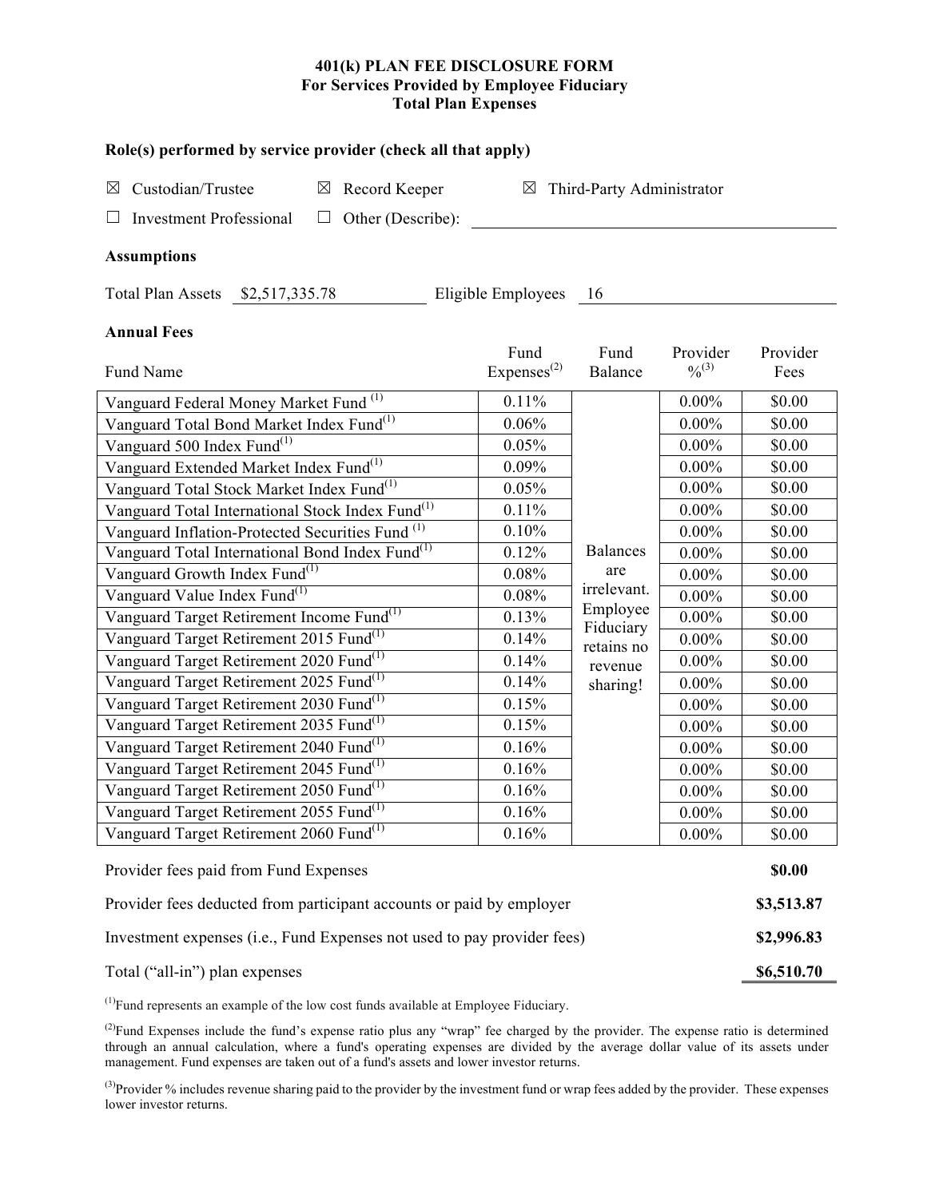# 401(k) PLAN FEE DISCLOSURE FORM
## For Services Provided by Employee Fiduciary
## Total Plan Expenses

**Role(s) performed by service provider (check all that apply)**

☒ Custodian/Trustee ☒ Record Keeper ☒ Third-Party Administrator

☐ Investment Professional ☐ Other (Describe): ____________

**Assumptions**

Total Plan Assets $2,517,335.78 Eligible Employees 16

**Annual Fees**

| Fund Name | Fund Expenses[2] | Fund Balance | Provider %[3] | Provider Fees |
|---|---|---|---|---|
| Vanguard Federal Money Market Fund [1] | 0.11% | Balances are irrelevant. Employee Fiduciary retains no revenue sharing! | 0.00% | $0.00 |
| Vanguard Total Bond Market Index Fund[1] | 0.06% | | 0.00% | $0.00 |
| Vanguard 500 Index Fund[1] | 0.05% | | 0.00% | $0.00 |
| Vanguard Extended Market Index Fund[1] | 0.09% | | 0.00% | $0.00 |
| Vanguard Total Stock Market Index Fund[1] | 0.05% | | 0.00% | $0.00 |
| Vanguard Total International Stock Index Fund[1] | 0.11% | | 0.00% | $0.00 |
| Vanguard Inflation-Protected Securities Fund [1] | 0.10% | | 0.00% | $0.00 |
| Vanguard Total International Bond Index Fund[1] | 0.12% | | 0.00% | $0.00 |
| Vanguard Growth Index Fund[1] | 0.08% | | 0.00% | $0.00 |
| Vanguard Value Index Fund[1] | 0.08% | | 0.00% | $0.00 |
| Vanguard Target Retirement Income Fund[1] | 0.13% | | 0.00% | $0.00 |
| Vanguard Target Retirement 2015 Fund[1] | 0.14% | | 0.00% | $0.00 |
| Vanguard Target Retirement 2020 Fund[1] | 0.14% | | 0.00% | $0.00 |
| Vanguard Target Retirement 2025 Fund[1] | 0.14% | | 0.00% | $0.00 |
| Vanguard Target Retirement 2030 Fund[1] | 0.15% | | 0.00% | $0.00 |
| Vanguard Target Retirement 2035 Fund[1] | 0.15% | | 0.00% | $0.00 |
| Vanguard Target Retirement 2040 Fund[1] | 0.16% | | 0.00% | $0.00 |
| Vanguard Target Retirement 2045 Fund[1] | 0.16% | | 0.00% | $0.00 |
| Vanguard Target Retirement 2050 Fund[1] | 0.16% | | 0.00% | $0.00 |
| Vanguard Target Retirement 2055 Fund[1] | 0.16% | | 0.00% | $0.00 |
| Vanguard Target Retirement 2060 Fund[1] | 0.16% | | 0.00% | $0.00 |

| | |
|---|---|
| Provider fees paid from Fund Expenses | **$0.00** |
| Provider fees deducted from participant accounts or paid by employer | **$3,513.87** |
| Investment expenses (i.e., Fund Expenses not used to pay provider fees) | **$2,996.83** |
| Total ("all-in") plan expenses | **$6,510.70** |

[1]Fund represents an example of the low cost funds available at Employee Fiduciary.

[2]Fund Expenses include the fund's expense ratio plus any "wrap" fee charged by the provider. The expense ratio is determined through an annual calculation, where a fund's operating expenses are divided by the average dollar value of its assets under management. Fund expenses are taken out of a fund's assets and lower investor returns.

[3]Provider % includes revenue sharing paid to the provider by the investment fund or wrap fees added by the provider. These expenses lower investor returns.